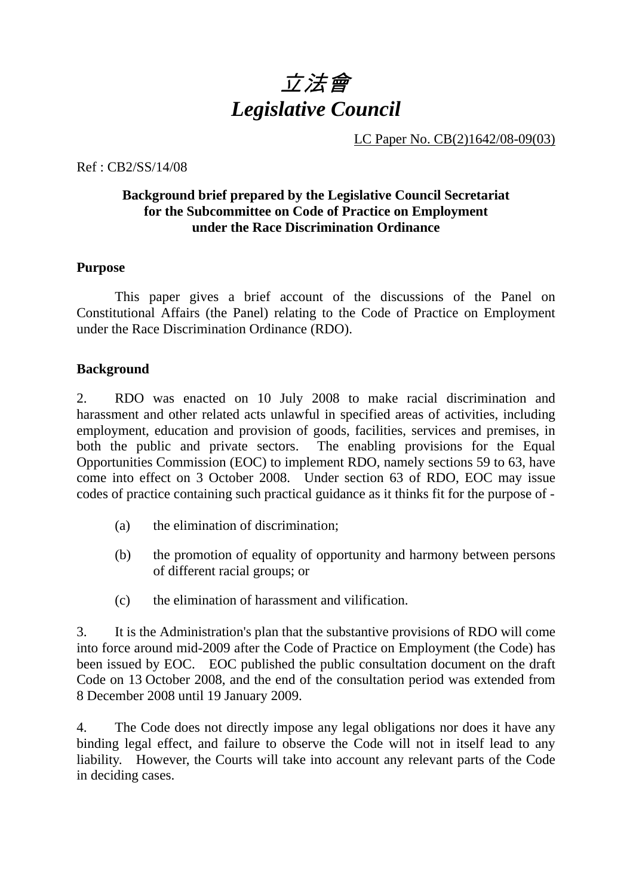# *立法會*
# *Legislative Council*

LC Paper No. CB(2)1642/08-09(03)

Ref : CB2/SS/14/08

**Background brief prepared by the Legislative Council Secretariat for the Subcommittee on Code of Practice on Employment under the Race Discrimination Ordinance**

**Purpose**

This paper gives a brief account of the discussions of the Panel on Constitutional Affairs (the Panel) relating to the Code of Practice on Employment under the Race Discrimination Ordinance (RDO).

**Background**

2. RDO was enacted on 10 July 2008 to make racial discrimination and harassment and other related acts unlawful in specified areas of activities, including employment, education and provision of goods, facilities, services and premises, in both the public and private sectors. The enabling provisions for the Equal Opportunities Commission (EOC) to implement RDO, namely sections 59 to 63, have come into effect on 3 October 2008. Under section 63 of RDO, EOC may issue codes of practice containing such practical guidance as it thinks fit for the purpose of -

(a) the elimination of discrimination;

(b) the promotion of equality of opportunity and harmony between persons of different racial groups; or

(c) the elimination of harassment and vilification.

3. It is the Administration's plan that the substantive provisions of RDO will come into force around mid-2009 after the Code of Practice on Employment (the Code) has been issued by EOC. EOC published the public consultation document on the draft Code on 13 October 2008, and the end of the consultation period was extended from 8 December 2008 until 19 January 2009.

4. The Code does not directly impose any legal obligations nor does it have any binding legal effect, and failure to observe the Code will not in itself lead to any liability. However, the Courts will take into account any relevant parts of the Code in deciding cases.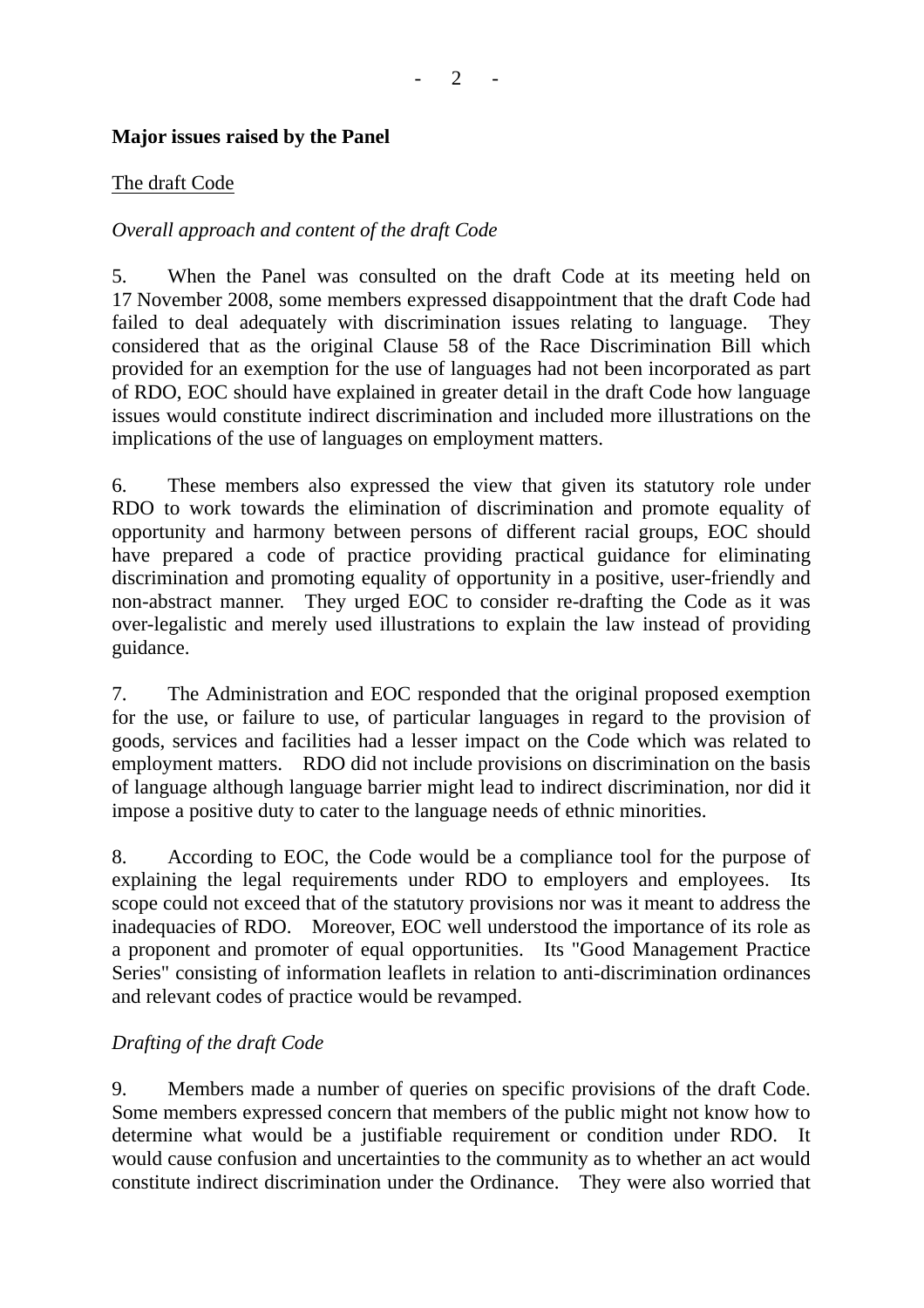**Major issues raised by the Panel**

The draft Code

*Overall approach and content of the draft Code*

5. When the Panel was consulted on the draft Code at its meeting held on 17 November 2008, some members expressed disappointment that the draft Code had failed to deal adequately with discrimination issues relating to language. They considered that as the original Clause 58 of the Race Discrimination Bill which provided for an exemption for the use of languages had not been incorporated as part of RDO, EOC should have explained in greater detail in the draft Code how language issues would constitute indirect discrimination and included more illustrations on the implications of the use of languages on employment matters.

6. These members also expressed the view that given its statutory role under RDO to work towards the elimination of discrimination and promote equality of opportunity and harmony between persons of different racial groups, EOC should have prepared a code of practice providing practical guidance for eliminating discrimination and promoting equality of opportunity in a positive, user-friendly and non-abstract manner. They urged EOC to consider re-drafting the Code as it was over-legalistic and merely used illustrations to explain the law instead of providing guidance.

7. The Administration and EOC responded that the original proposed exemption for the use, or failure to use, of particular languages in regard to the provision of goods, services and facilities had a lesser impact on the Code which was related to employment matters. RDO did not include provisions on discrimination on the basis of language although language barrier might lead to indirect discrimination, nor did it impose a positive duty to cater to the language needs of ethnic minorities.

8. According to EOC, the Code would be a compliance tool for the purpose of explaining the legal requirements under RDO to employers and employees. Its scope could not exceed that of the statutory provisions nor was it meant to address the inadequacies of RDO. Moreover, EOC well understood the importance of its role as a proponent and promoter of equal opportunities. Its "Good Management Practice Series" consisting of information leaflets in relation to anti-discrimination ordinances and relevant codes of practice would be revamped.

*Drafting of the draft Code*

9. Members made a number of queries on specific provisions of the draft Code. Some members expressed concern that members of the public might not know how to determine what would be a justifiable requirement or condition under RDO. It would cause confusion and uncertainties to the community as to whether an act would constitute indirect discrimination under the Ordinance. They were also worried that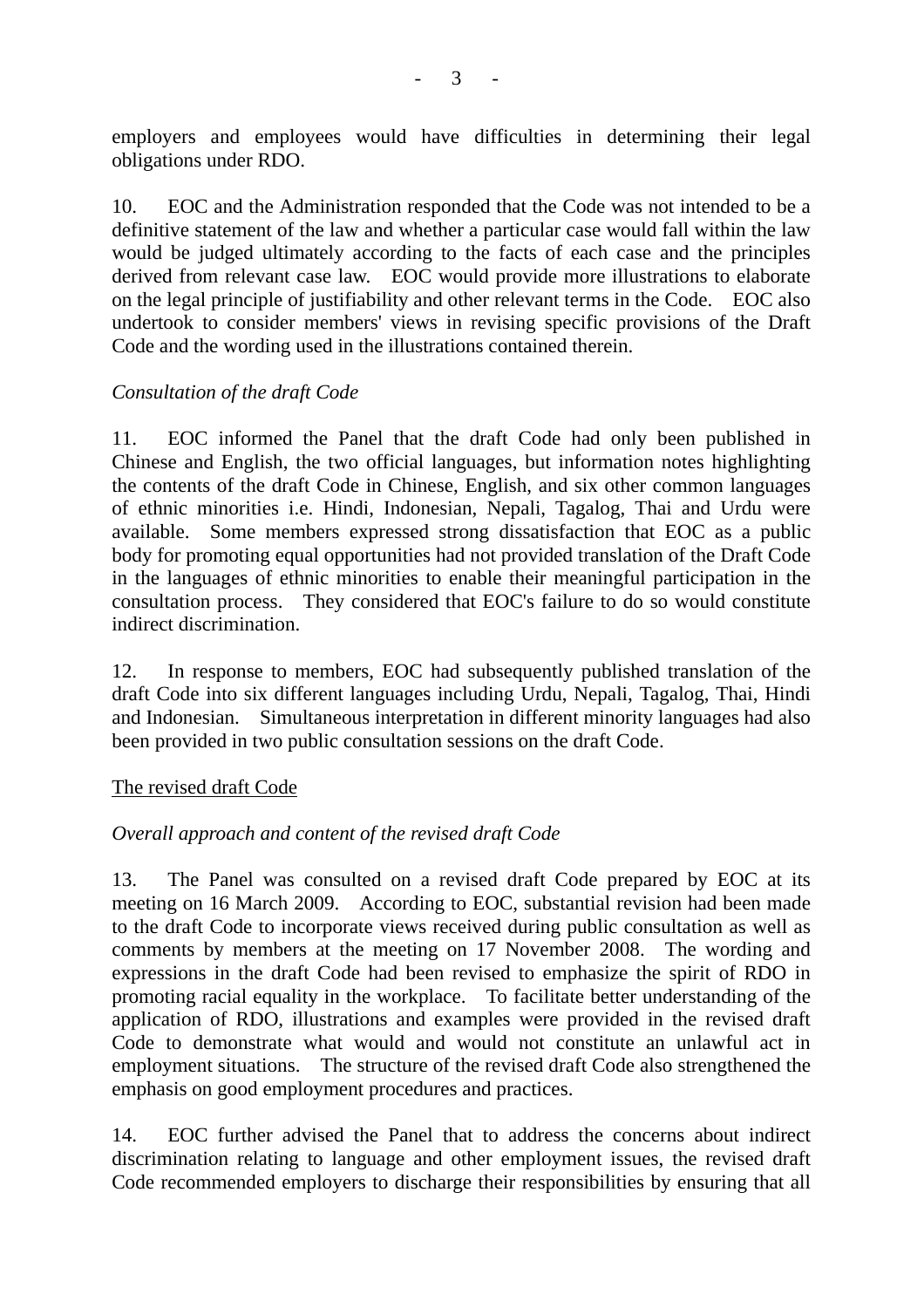employers and employees would have difficulties in determining their legal obligations under RDO.

10. EOC and the Administration responded that the Code was not intended to be a definitive statement of the law and whether a particular case would fall within the law would be judged ultimately according to the facts of each case and the principles derived from relevant case law. EOC would provide more illustrations to elaborate on the legal principle of justifiability and other relevant terms in the Code. EOC also undertook to consider members' views in revising specific provisions of the Draft Code and the wording used in the illustrations contained therein.

*Consultation of the draft Code*

11. EOC informed the Panel that the draft Code had only been published in Chinese and English, the two official languages, but information notes highlighting the contents of the draft Code in Chinese, English, and six other common languages of ethnic minorities i.e. Hindi, Indonesian, Nepali, Tagalog, Thai and Urdu were available. Some members expressed strong dissatisfaction that EOC as a public body for promoting equal opportunities had not provided translation of the Draft Code in the languages of ethnic minorities to enable their meaningful participation in the consultation process. They considered that EOC's failure to do so would constitute indirect discrimination.

12. In response to members, EOC had subsequently published translation of the draft Code into six different languages including Urdu, Nepali, Tagalog, Thai, Hindi and Indonesian. Simultaneous interpretation in different minority languages had also been provided in two public consultation sessions on the draft Code.

<u>The revised draft Code</u>

*Overall approach and content of the revised draft Code*

13. The Panel was consulted on a revised draft Code prepared by EOC at its meeting on 16 March 2009. According to EOC, substantial revision had been made to the draft Code to incorporate views received during public consultation as well as comments by members at the meeting on 17 November 2008. The wording and expressions in the draft Code had been revised to emphasize the spirit of RDO in promoting racial equality in the workplace. To facilitate better understanding of the application of RDO, illustrations and examples were provided in the revised draft Code to demonstrate what would and would not constitute an unlawful act in employment situations. The structure of the revised draft Code also strengthened the emphasis on good employment procedures and practices.

14. EOC further advised the Panel that to address the concerns about indirect discrimination relating to language and other employment issues, the revised draft Code recommended employers to discharge their responsibilities by ensuring that all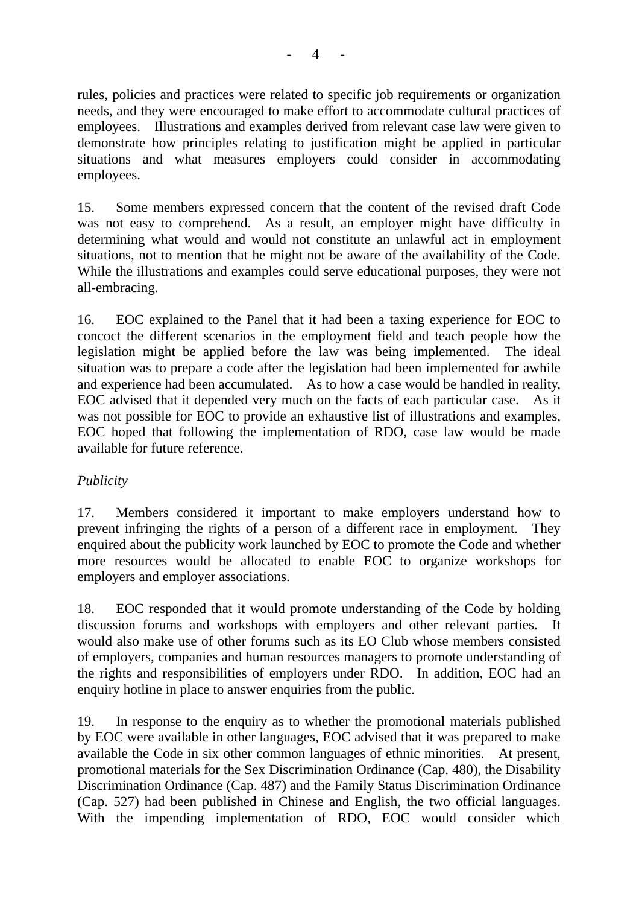rules, policies and practices were related to specific job requirements or organization needs, and they were encouraged to make effort to accommodate cultural practices of employees. Illustrations and examples derived from relevant case law were given to demonstrate how principles relating to justification might be applied in particular situations and what measures employers could consider in accommodating employees.

15. Some members expressed concern that the content of the revised draft Code was not easy to comprehend. As a result, an employer might have difficulty in determining what would and would not constitute an unlawful act in employment situations, not to mention that he might not be aware of the availability of the Code. While the illustrations and examples could serve educational purposes, they were not all-embracing.

16. EOC explained to the Panel that it had been a taxing experience for EOC to concoct the different scenarios in the employment field and teach people how the legislation might be applied before the law was being implemented. The ideal situation was to prepare a code after the legislation had been implemented for awhile and experience had been accumulated. As to how a case would be handled in reality, EOC advised that it depended very much on the facts of each particular case. As it was not possible for EOC to provide an exhaustive list of illustrations and examples, EOC hoped that following the implementation of RDO, case law would be made available for future reference.

*Publicity*

17. Members considered it important to make employers understand how to prevent infringing the rights of a person of a different race in employment. They enquired about the publicity work launched by EOC to promote the Code and whether more resources would be allocated to enable EOC to organize workshops for employers and employer associations.

18. EOC responded that it would promote understanding of the Code by holding discussion forums and workshops with employers and other relevant parties. It would also make use of other forums such as its EO Club whose members consisted of employers, companies and human resources managers to promote understanding of the rights and responsibilities of employers under RDO. In addition, EOC had an enquiry hotline in place to answer enquiries from the public.

19. In response to the enquiry as to whether the promotional materials published by EOC were available in other languages, EOC advised that it was prepared to make available the Code in six other common languages of ethnic minorities. At present, promotional materials for the Sex Discrimination Ordinance (Cap. 480), the Disability Discrimination Ordinance (Cap. 487) and the Family Status Discrimination Ordinance (Cap. 527) had been published in Chinese and English, the two official languages. With the impending implementation of RDO, EOC would consider which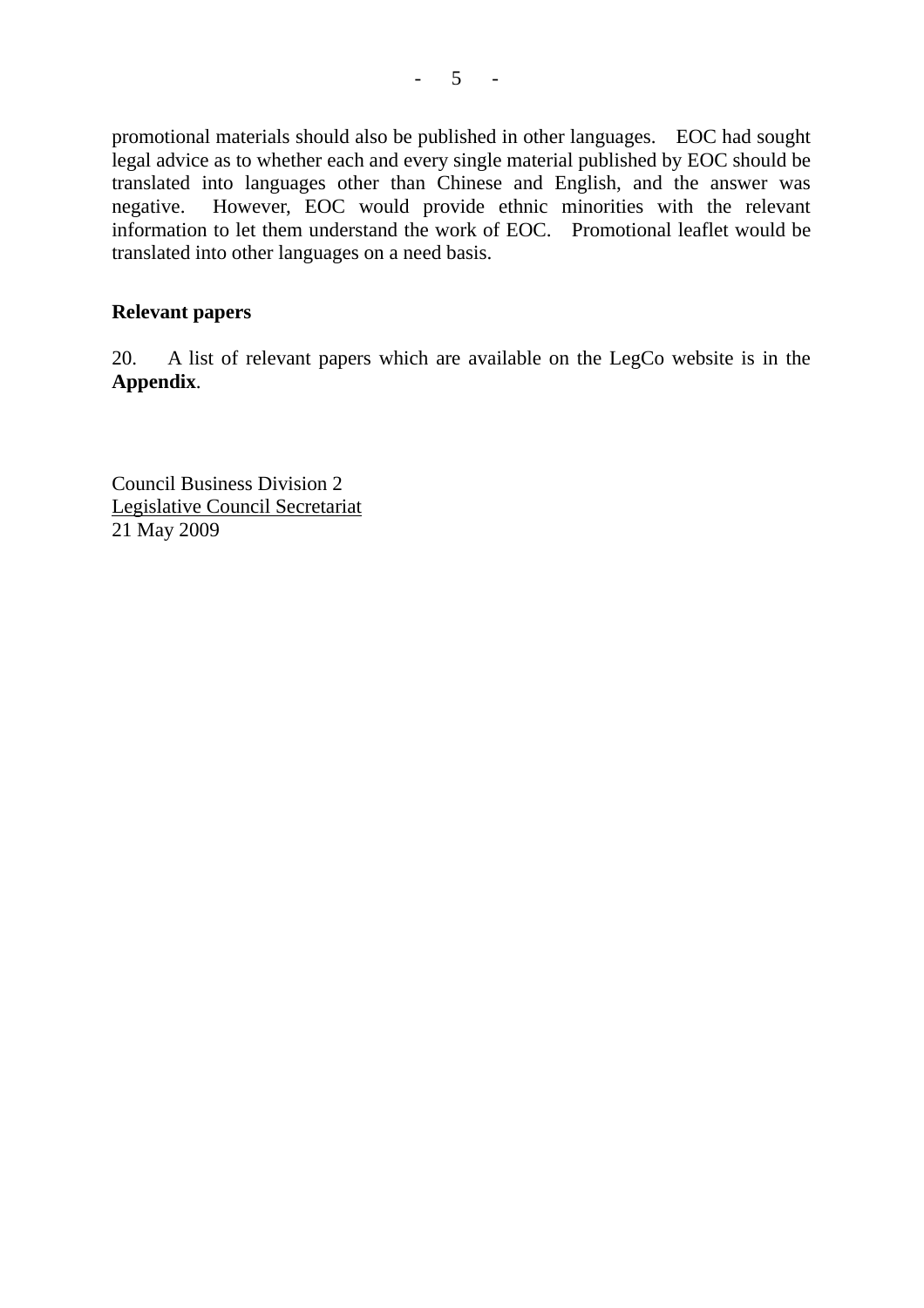promotional materials should also be published in other languages. EOC had sought legal advice as to whether each and every single material published by EOC should be translated into languages other than Chinese and English, and the answer was negative. However, EOC would provide ethnic minorities with the relevant information to let them understand the work of EOC. Promotional leaflet would be translated into other languages on a need basis.

**Relevant papers**

20. A list of relevant papers which are available on the LegCo website is in the **Appendix**.

Council Business Division 2
Legislative Council Secretariat
21 May 2009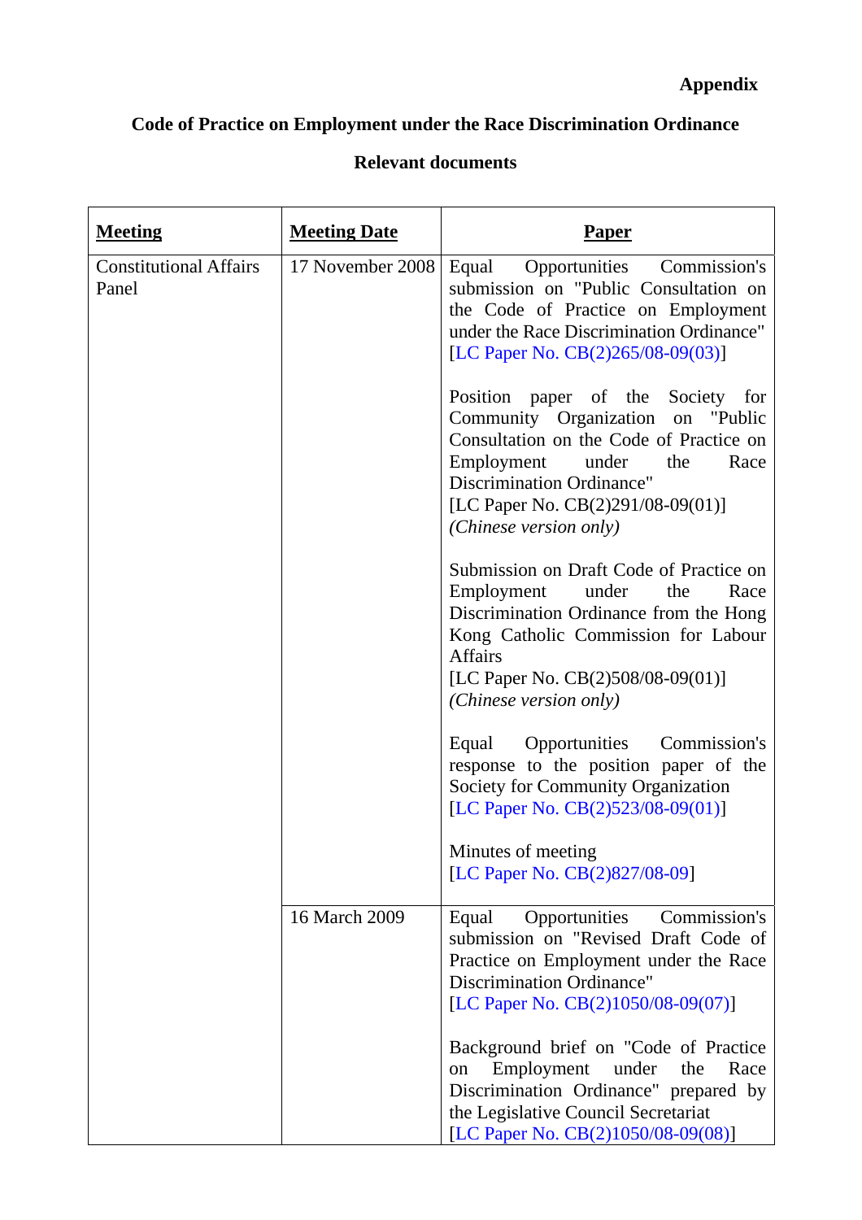**Appendix**

## Code of Practice on Employment under the Race Discrimination Ordinance

### Relevant documents

| Meeting | Meeting Date | Paper |
|---|---|---|
| Constitutional Affairs Panel | 17 November 2008 | Equal Opportunities Commission's submission on "Public Consultation on the Code of Practice on Employment under the Race Discrimination Ordinance" [LC Paper No. CB(2)265/08-09(03)]<br><br>Position paper of the Society for Community Organization on "Public Consultation on the Code of Practice on Employment under the Race Discrimination Ordinance" [LC Paper No. CB(2)291/08-09(01)] *(Chinese version only)*<br><br>Submission on Draft Code of Practice on Employment under the Race Discrimination Ordinance from the Hong Kong Catholic Commission for Labour Affairs [LC Paper No. CB(2)508/08-09(01)] *(Chinese version only)*<br><br>Equal Opportunities Commission's response to the position paper of the Society for Community Organization [LC Paper No. CB(2)523/08-09(01)]<br><br>Minutes of meeting [LC Paper No. CB(2)827/08-09] |
| | 16 March 2009 | Equal Opportunities Commission's submission on "Revised Draft Code of Practice on Employment under the Race Discrimination Ordinance" [LC Paper No. CB(2)1050/08-09(07)]<br><br>Background brief on "Code of Practice on Employment under the Race Discrimination Ordinance" prepared by the Legislative Council Secretariat [LC Paper No. CB(2)1050/08-09(08)] |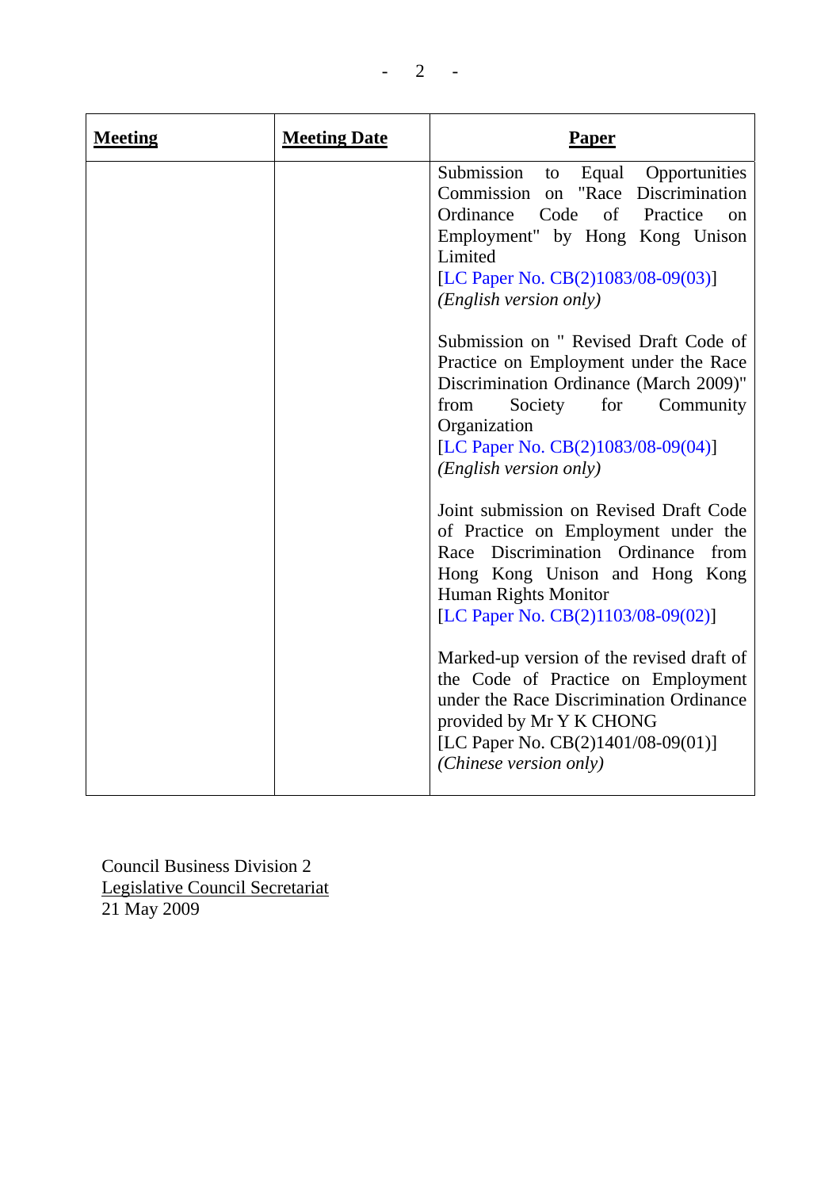| **Meeting** | **Meeting Date** | **Paper** |
|---|---|---|
| | | Submission to Equal Opportunities Commission on "Race Discrimination Ordinance Code of Practice on Employment" by Hong Kong Unison Limited<br>[LC Paper No. CB(2)1083/08-09(03)]<br>*(English version only)*<br><br>Submission on " Revised Draft Code of Practice on Employment under the Race Discrimination Ordinance (March 2009)" from Society for Community Organization<br>[LC Paper No. CB(2)1083/08-09(04)]<br>*(English version only)*<br><br>Joint submission on Revised Draft Code of Practice on Employment under the Race Discrimination Ordinance from Hong Kong Unison and Hong Kong Human Rights Monitor<br>[LC Paper No. CB(2)1103/08-09(02)]<br><br>Marked-up version of the revised draft of the Code of Practice on Employment under the Race Discrimination Ordinance provided by Mr Y K CHONG<br>[LC Paper No. CB(2)1401/08-09(01)]<br>*(Chinese version only)* |

Council Business Division 2
Legislative Council Secretariat
21 May 2009